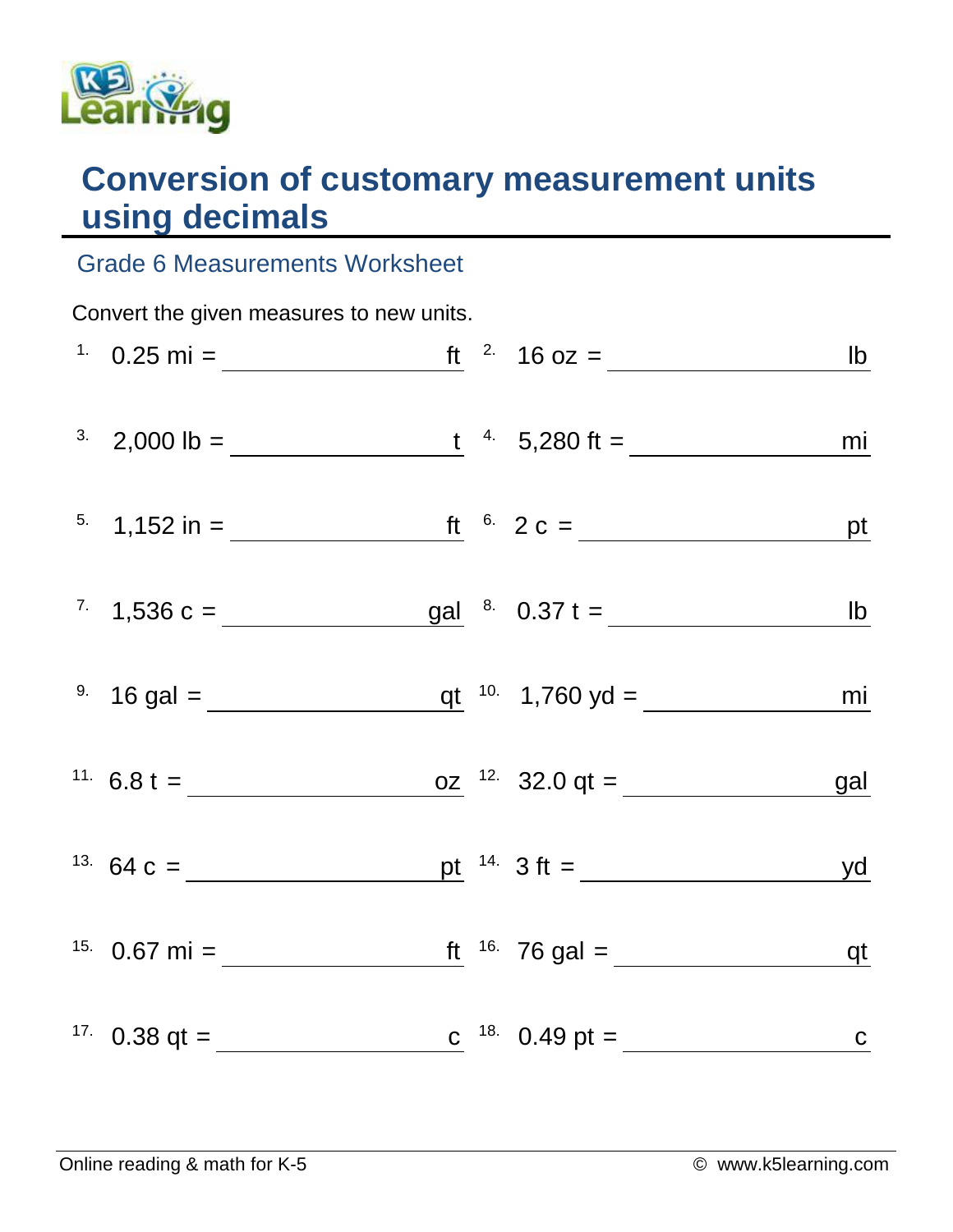# Conversion of customary measurement units using decimals

## Grade 6 Measurements Worksheet

Convert the given measures to new units.

1. 0.25 mi = ________________ ft
2. 16 oz = ________________ lb
3. 2,000 lb = ________________ t
4. 5,280 ft = ________________ mi
5. 1,152 in = ________________ ft
6. 2 c = ________________ pt
7. 1,536 c = ________________ gal
8. 0.37 t = ________________ lb
9. 16 gal = ________________ qt
10. 1,760 yd = ________________ mi
11. 6.8 t = ________________ oz
12. 32.0 qt = ________________ gal
13. 64 c = ________________ pt
14. 3 ft = ________________ yd
15. 0.67 mi = ________________ ft
16. 76 gal = ________________ qt
17. 0.38 qt = ________________ c
18. 0.49 pt = ________________ c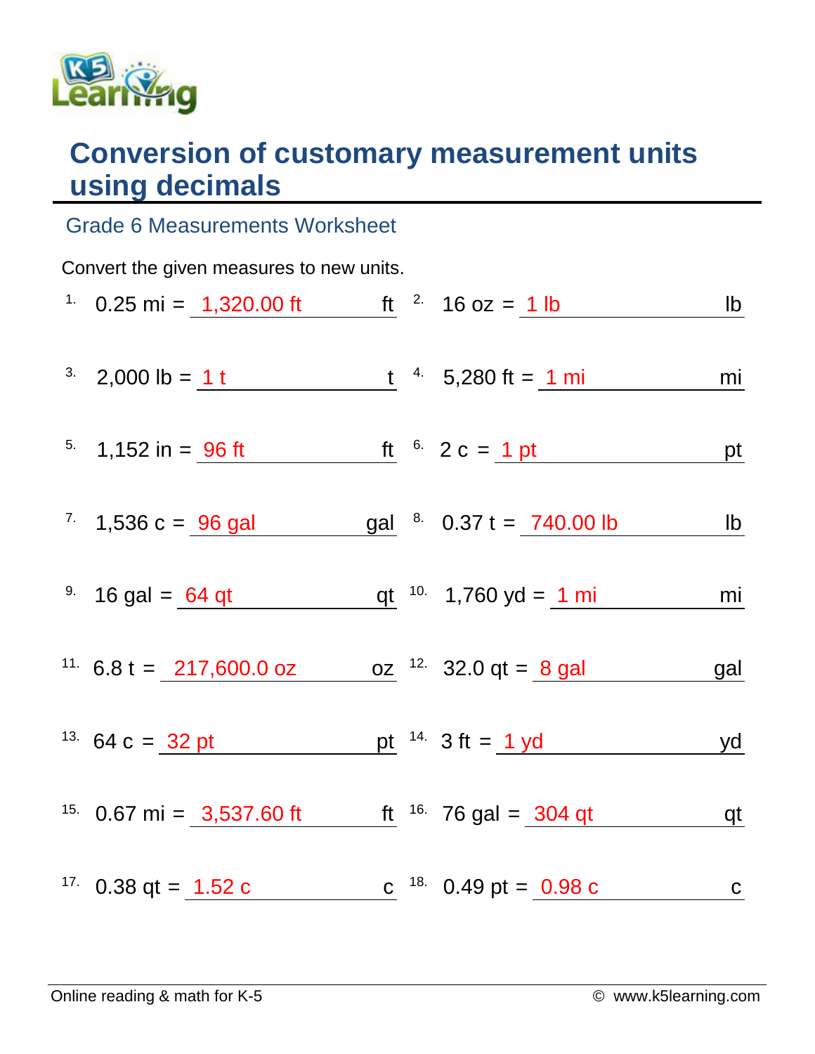# Conversion of customary measurement units using decimals

## Grade 6 Measurements Worksheet

Convert the given measures to new units.

1. 0.25 mi = 1,320.00 ft ft
2. 16 oz = 1 lb lb
3. 2,000 lb = 1 t t
4. 5,280 ft = 1 mi mi
5. 1,152 in = 96 ft ft
6. 2 c = 1 pt pt
7. 1,536 c = 96 gal gal
8. 0.37 t = 740.00 lb lb
9. 16 gal = 64 qt qt
10. 1,760 yd = 1 mi mi
11. 6.8 t = 217,600.0 oz oz
12. 32.0 qt = 8 gal gal
13. 64 c = 32 pt pt
14. 3 ft = 1 yd yd
15. 0.67 mi = 3,537.60 ft ft
16. 76 gal = 304 qt qt
17. 0.38 qt = 1.52 c c
18. 0.49 pt = 0.98 c c

Online reading & math for K-5 © www.k5learning.com